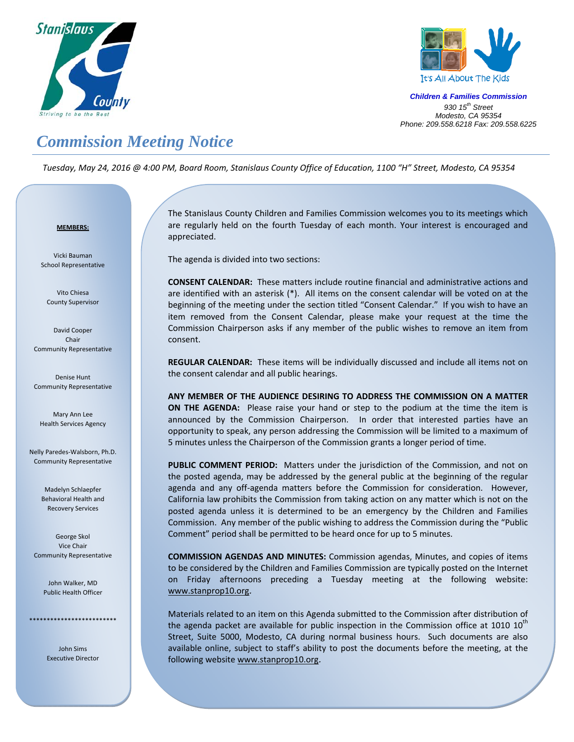Stanislaus County
Striving to be the Best

It's All About The Kids

***Children & Families Commission***
*930 15th Street*
*Modesto, CA 95354*
*Phone: 209.558.6218 Fax: 209.558.6225*

# *Commission Meeting Notice*

*Tuesday, May 24, 2016 @ 4:00 PM, Board Room, Stanislaus County Office of Education, 1100 "H" Street, Modesto, CA 95354*

**MEMBERS:**

Vicki Bauman
School Representative

Vito Chiesa
County Supervisor

David Cooper
Chair
Community Representative

Denise Hunt
Community Representative

Mary Ann Lee
Health Services Agency

Nelly Paredes-Walsborn, Ph.D.
Community Representative

Madelyn Schlaepfer
Behavioral Health and Recovery Services

George Skol
Vice Chair
Community Representative

John Walker, MD
Public Health Officer

*************************

John Sims
Executive Director

The Stanislaus County Children and Families Commission welcomes you to its meetings which are regularly held on the fourth Tuesday of each month. Your interest is encouraged and appreciated.

The agenda is divided into two sections:

**CONSENT CALENDAR:** These matters include routine financial and administrative actions and are identified with an asterisk (*). All items on the consent calendar will be voted on at the beginning of the meeting under the section titled "Consent Calendar." If you wish to have an item removed from the Consent Calendar, please make your request at the time the Commission Chairperson asks if any member of the public wishes to remove an item from consent.

**REGULAR CALENDAR:** These items will be individually discussed and include all items not on the consent calendar and all public hearings.

**ANY MEMBER OF THE AUDIENCE DESIRING TO ADDRESS THE COMMISSION ON A MATTER ON THE AGENDA:** Please raise your hand or step to the podium at the time the item is announced by the Commission Chairperson. In order that interested parties have an opportunity to speak, any person addressing the Commission will be limited to a maximum of 5 minutes unless the Chairperson of the Commission grants a longer period of time.

**PUBLIC COMMENT PERIOD:** Matters under the jurisdiction of the Commission, and not on the posted agenda, may be addressed by the general public at the beginning of the regular agenda and any off-agenda matters before the Commission for consideration. However, California law prohibits the Commission from taking action on any matter which is not on the posted agenda unless it is determined to be an emergency by the Children and Families Commission. Any member of the public wishing to address the Commission during the "Public Comment" period shall be permitted to be heard once for up to 5 minutes.

**COMMISSION AGENDAS AND MINUTES:** Commission agendas, Minutes, and copies of items to be considered by the Children and Families Commission are typically posted on the Internet on Friday afternoons preceding a Tuesday meeting at the following website: www.stanprop10.org.

Materials related to an item on this Agenda submitted to the Commission after distribution of the agenda packet are available for public inspection in the Commission office at 1010 10th Street, Suite 5000, Modesto, CA during normal business hours. Such documents are also available online, subject to staff's ability to post the documents before the meeting, at the following website www.stanprop10.org.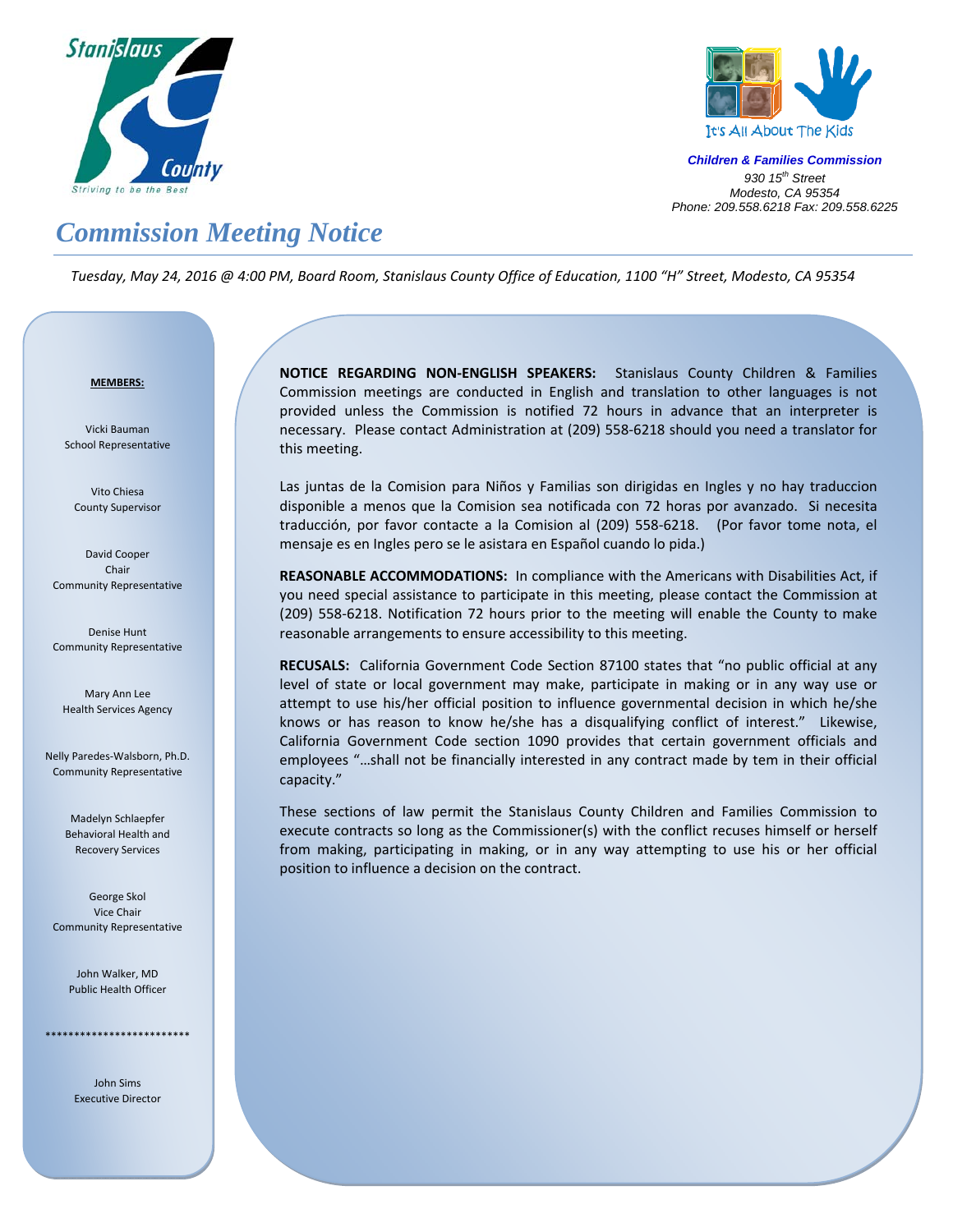Children & Families Commission

930 15th Street
Modesto, CA 95354
Phone: 209.558.6218 Fax: 209.558.6225

# Commission Meeting Notice

*Tuesday, May 24, 2016 @ 4:00 PM, Board Room, Stanislaus County Office of Education, 1100 "H" Street, Modesto, CA 95354*

**MEMBERS:**

Vicki Bauman
School Representative

Vito Chiesa
County Supervisor

David Cooper
Chair
Community Representative

Denise Hunt
Community Representative

Mary Ann Lee
Health Services Agency

Nelly Paredes-Walsborn, Ph.D.
Community Representative

Madelyn Schlaepfer
Behavioral Health and Recovery Services

George Skol
Vice Chair
Community Representative

John Walker, MD
Public Health Officer

*************************

John Sims
Executive Director

**NOTICE REGARDING NON-ENGLISH SPEAKERS:** Stanislaus County Children & Families Commission meetings are conducted in English and translation to other languages is not provided unless the Commission is notified 72 hours in advance that an interpreter is necessary. Please contact Administration at (209) 558-6218 should you need a translator for this meeting.

Las juntas de la Comision para Niños y Familias son dirigidas en Ingles y no hay traduccion disponible a menos que la Comision sea notificada con 72 horas por avanzado. Si necesita traducción, por favor contacte a la Comision al (209) 558-6218. (Por favor tome nota, el mensaje es en Ingles pero se le asistara en Español cuando lo pida.)

**REASONABLE ACCOMMODATIONS:** In compliance with the Americans with Disabilities Act, if you need special assistance to participate in this meeting, please contact the Commission at (209) 558-6218. Notification 72 hours prior to the meeting will enable the County to make reasonable arrangements to ensure accessibility to this meeting.

**RECUSALS:** California Government Code Section 87100 states that "no public official at any level of state or local government may make, participate in making or in any way use or attempt to use his/her official position to influence governmental decision in which he/she knows or has reason to know he/she has a disqualifying conflict of interest." Likewise, California Government Code section 1090 provides that certain government officials and employees "…shall not be financially interested in any contract made by tem in their official capacity."

These sections of law permit the Stanislaus County Children and Families Commission to execute contracts so long as the Commissioner(s) with the conflict recuses himself or herself from making, participating in making, or in any way attempting to use his or her official position to influence a decision on the contract.